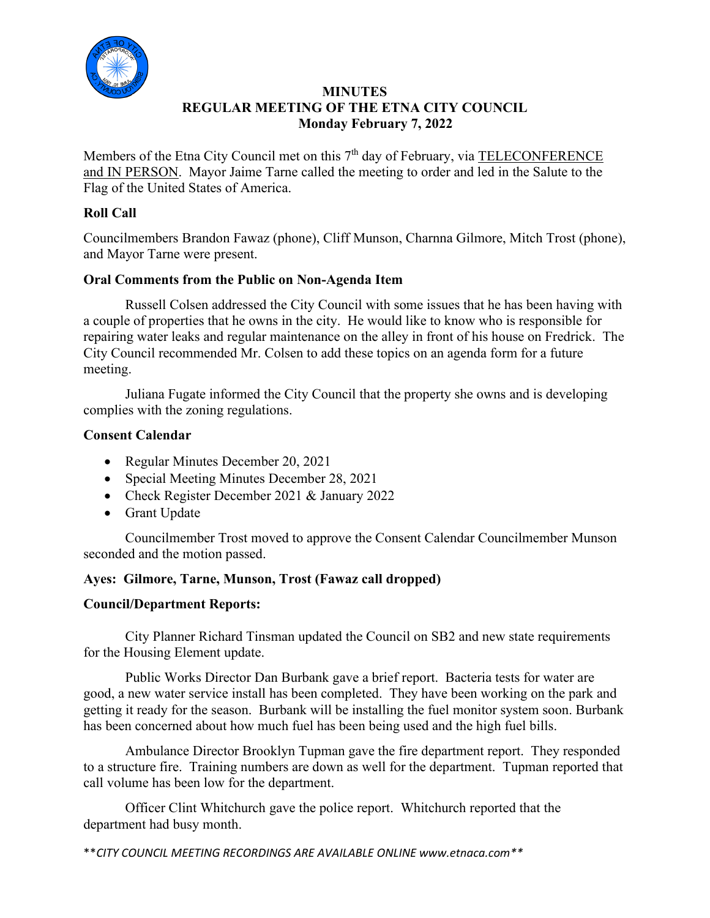# MINUTES
## REGULAR MEETING OF THE ETNA CITY COUNCIL
### Monday February 7, 2022

Members of the Etna City Council met on this 7th day of February, via TELECONFERENCE and IN PERSON. Mayor Jaime Tarne called the meeting to order and led in the Salute to the Flag of the United States of America.

**Roll Call**

Councilmembers Brandon Fawaz (phone), Cliff Munson, Charnna Gilmore, Mitch Trost (phone), and Mayor Tarne were present.

**Oral Comments from the Public on Non-Agenda Item**

Russell Colsen addressed the City Council with some issues that he has been having with a couple of properties that he owns in the city. He would like to know who is responsible for repairing water leaks and regular maintenance on the alley in front of his house on Fredrick. The City Council recommended Mr. Colsen to add these topics on an agenda form for a future meeting.

Juliana Fugate informed the City Council that the property she owns and is developing complies with the zoning regulations.

**Consent Calendar**

- Regular Minutes December 20, 2021
- Special Meeting Minutes December 28, 2021
- Check Register December 2021 & January 2022
- Grant Update

Councilmember Trost moved to approve the Consent Calendar Councilmember Munson seconded and the motion passed.

**Ayes: Gilmore, Tarne, Munson, Trost (Fawaz call dropped)**

**Council/Department Reports:**

City Planner Richard Tinsman updated the Council on SB2 and new state requirements for the Housing Element update.

Public Works Director Dan Burbank gave a brief report. Bacteria tests for water are good, a new water service install has been completed. They have been working on the park and getting it ready for the season. Burbank will be installing the fuel monitor system soon. Burbank has been concerned about how much fuel has been being used and the high fuel bills.

Ambulance Director Brooklyn Tupman gave the fire department report. They responded to a structure fire. Training numbers are down as well for the department. Tupman reported that call volume has been low for the department.

Officer Clint Whitchurch gave the police report. Whitchurch reported that the department had busy month.

*\*\*CITY COUNCIL MEETING RECORDINGS ARE AVAILABLE ONLINE www.etnaca.com\*\**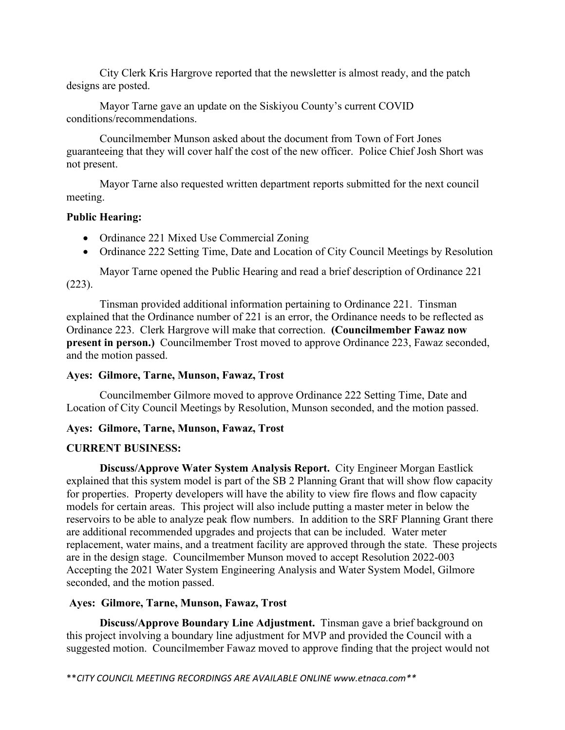City Clerk Kris Hargrove reported that the newsletter is almost ready, and the patch designs are posted.

Mayor Tarne gave an update on the Siskiyou County's current COVID conditions/recommendations.

Councilmember Munson asked about the document from Town of Fort Jones guaranteeing that they will cover half the cost of the new officer. Police Chief Josh Short was not present.

Mayor Tarne also requested written department reports submitted for the next council meeting.

**Public Hearing:**

- Ordinance 221 Mixed Use Commercial Zoning
- Ordinance 222 Setting Time, Date and Location of City Council Meetings by Resolution

Mayor Tarne opened the Public Hearing and read a brief description of Ordinance 221 (223).

Tinsman provided additional information pertaining to Ordinance 221. Tinsman explained that the Ordinance number of 221 is an error, the Ordinance needs to be reflected as Ordinance 223. Clerk Hargrove will make that correction. **(Councilmember Fawaz now present in person.)** Councilmember Trost moved to approve Ordinance 223, Fawaz seconded, and the motion passed.

**Ayes: Gilmore, Tarne, Munson, Fawaz, Trost**

Councilmember Gilmore moved to approve Ordinance 222 Setting Time, Date and Location of City Council Meetings by Resolution, Munson seconded, and the motion passed.

**Ayes: Gilmore, Tarne, Munson, Fawaz, Trost**

**CURRENT BUSINESS:**

**Discuss/Approve Water System Analysis Report.** City Engineer Morgan Eastlick explained that this system model is part of the SB 2 Planning Grant that will show flow capacity for properties. Property developers will have the ability to view fire flows and flow capacity models for certain areas. This project will also include putting a master meter in below the reservoirs to be able to analyze peak flow numbers. In addition to the SRF Planning Grant there are additional recommended upgrades and projects that can be included. Water meter replacement, water mains, and a treatment facility are approved through the state. These projects are in the design stage. Councilmember Munson moved to accept Resolution 2022-003 Accepting the 2021 Water System Engineering Analysis and Water System Model, Gilmore seconded, and the motion passed.

**Ayes: Gilmore, Tarne, Munson, Fawaz, Trost**

**Discuss/Approve Boundary Line Adjustment.** Tinsman gave a brief background on this project involving a boundary line adjustment for MVP and provided the Council with a suggested motion. Councilmember Fawaz moved to approve finding that the project would not

***CITY COUNCIL MEETING RECORDINGS ARE AVAILABLE ONLINE www.etnaca.com***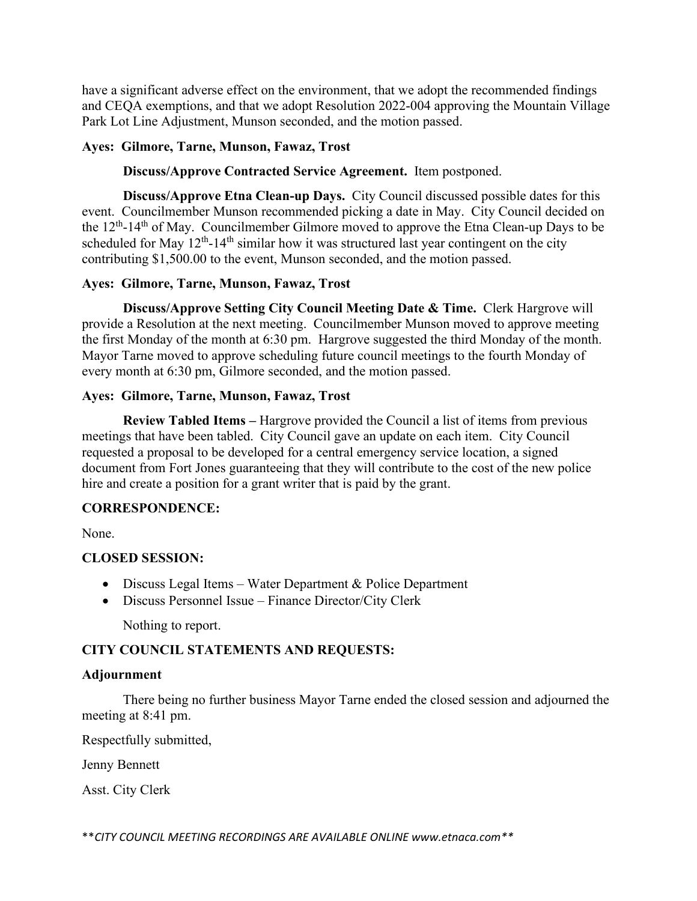have a significant adverse effect on the environment, that we adopt the recommended findings and CEQA exemptions, and that we adopt Resolution 2022-004 approving the Mountain Village Park Lot Line Adjustment, Munson seconded, and the motion passed.

**Ayes: Gilmore, Tarne, Munson, Fawaz, Trost**

**Discuss/Approve Contracted Service Agreement.** Item postponed.

**Discuss/Approve Etna Clean-up Days.** City Council discussed possible dates for this event. Councilmember Munson recommended picking a date in May. City Council decided on the 12th-14th of May. Councilmember Gilmore moved to approve the Etna Clean-up Days to be scheduled for May 12th-14th similar how it was structured last year contingent on the city contributing $1,500.00 to the event, Munson seconded, and the motion passed.

**Ayes: Gilmore, Tarne, Munson, Fawaz, Trost**

**Discuss/Approve Setting City Council Meeting Date & Time.** Clerk Hargrove will provide a Resolution at the next meeting. Councilmember Munson moved to approve meeting the first Monday of the month at 6:30 pm. Hargrove suggested the third Monday of the month. Mayor Tarne moved to approve scheduling future council meetings to the fourth Monday of every month at 6:30 pm, Gilmore seconded, and the motion passed.

**Ayes: Gilmore, Tarne, Munson, Fawaz, Trost**

**Review Tabled Items –** Hargrove provided the Council a list of items from previous meetings that have been tabled. City Council gave an update on each item. City Council requested a proposal to be developed for a central emergency service location, a signed document from Fort Jones guaranteeing that they will contribute to the cost of the new police hire and create a position for a grant writer that is paid by the grant.

**CORRESPONDENCE:**

None.

**CLOSED SESSION:**

- Discuss Legal Items – Water Department & Police Department
- Discuss Personnel Issue – Finance Director/City Clerk

Nothing to report.

**CITY COUNCIL STATEMENTS AND REQUESTS:**

**Adjournment**

There being no further business Mayor Tarne ended the closed session and adjourned the meeting at 8:41 pm.

Respectfully submitted,

Jenny Bennett

Asst. City Clerk

*\*\*CITY COUNCIL MEETING RECORDINGS ARE AVAILABLE ONLINE www.etnaca.com\*\**